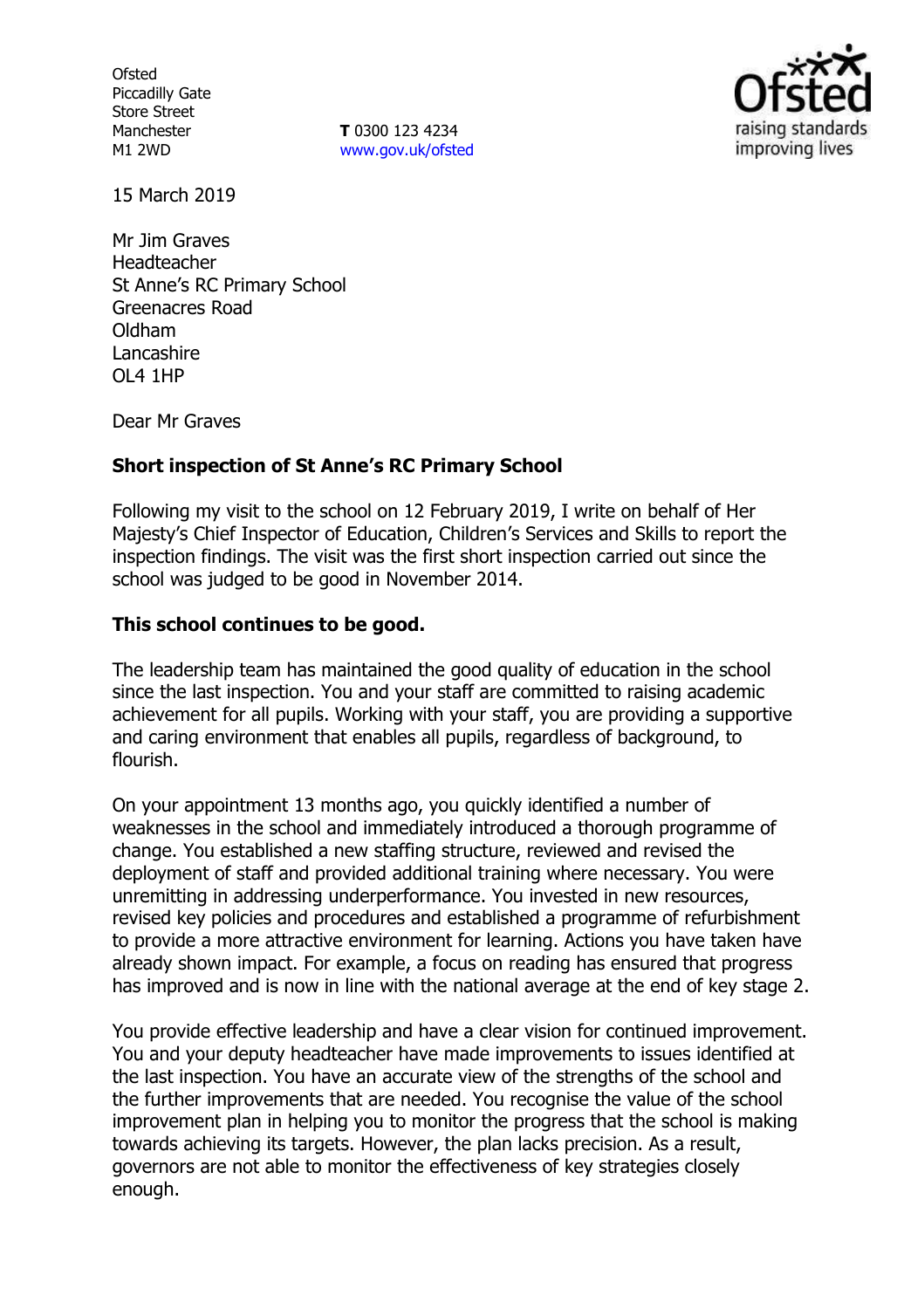Ofsted
Piccadilly Gate
Store Street
Manchester
M1 2WD

**T** 0300 123 4234
www.gov.uk/ofsted

15 March 2019

Mr Jim Graves
Headteacher
St Anne's RC Primary School
Greenacres Road
Oldham
Lancashire
OL4 1HP

Dear Mr Graves

**Short inspection of St Anne's RC Primary School**

Following my visit to the school on 12 February 2019, I write on behalf of Her Majesty's Chief Inspector of Education, Children's Services and Skills to report the inspection findings. The visit was the first short inspection carried out since the school was judged to be good in November 2014.

**This school continues to be good.**

The leadership team has maintained the good quality of education in the school since the last inspection. You and your staff are committed to raising academic achievement for all pupils. Working with your staff, you are providing a supportive and caring environment that enables all pupils, regardless of background, to flourish.

On your appointment 13 months ago, you quickly identified a number of weaknesses in the school and immediately introduced a thorough programme of change. You established a new staffing structure, reviewed and revised the deployment of staff and provided additional training where necessary. You were unremitting in addressing underperformance. You invested in new resources, revised key policies and procedures and established a programme of refurbishment to provide a more attractive environment for learning. Actions you have taken have already shown impact. For example, a focus on reading has ensured that progress has improved and is now in line with the national average at the end of key stage 2.

You provide effective leadership and have a clear vision for continued improvement. You and your deputy headteacher have made improvements to issues identified at the last inspection. You have an accurate view of the strengths of the school and the further improvements that are needed. You recognise the value of the school improvement plan in helping you to monitor the progress that the school is making towards achieving its targets. However, the plan lacks precision. As a result, governors are not able to monitor the effectiveness of key strategies closely enough.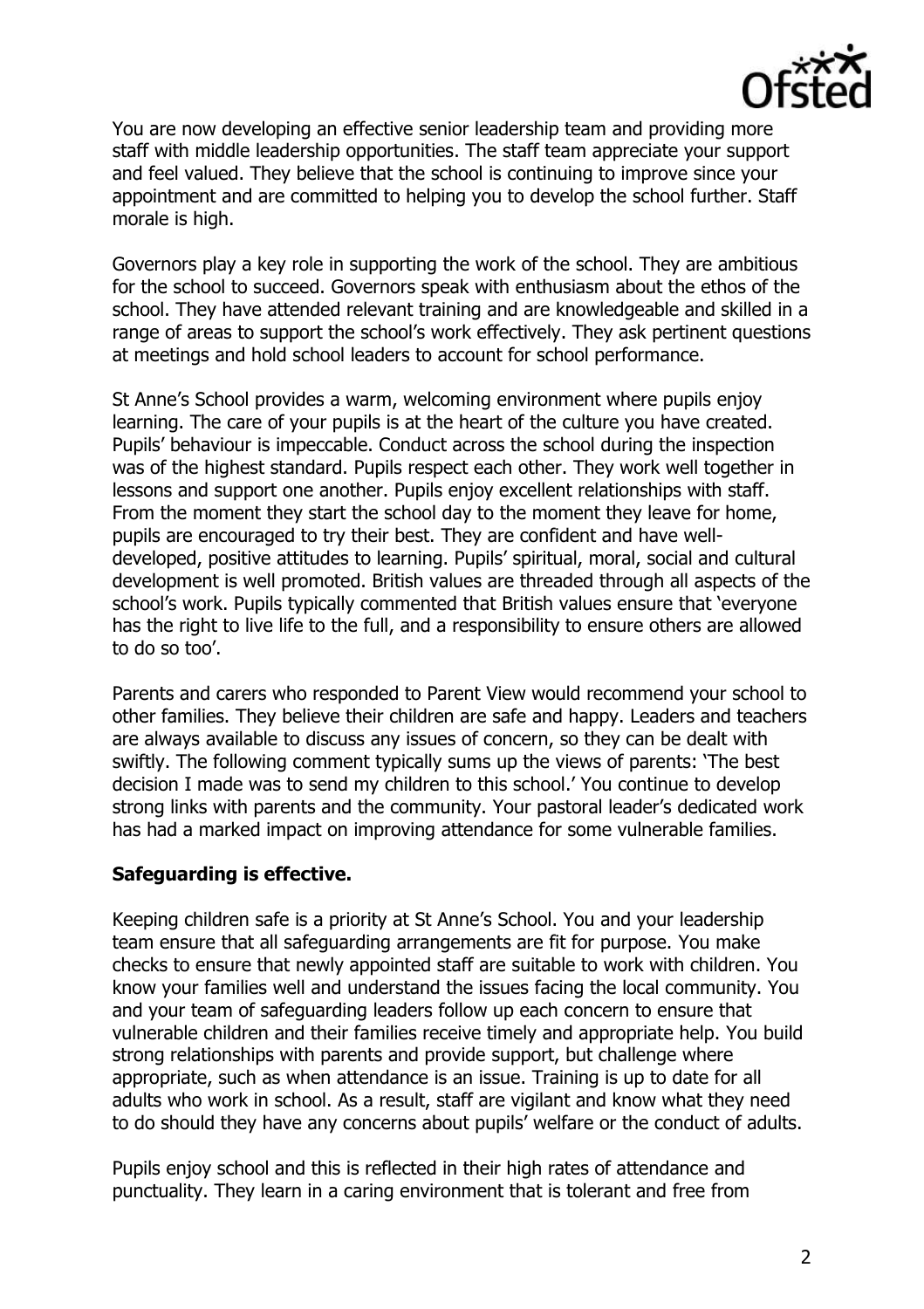You are now developing an effective senior leadership team and providing more staff with middle leadership opportunities. The staff team appreciate your support and feel valued. They believe that the school is continuing to improve since your appointment and are committed to helping you to develop the school further. Staff morale is high.

Governors play a key role in supporting the work of the school. They are ambitious for the school to succeed. Governors speak with enthusiasm about the ethos of the school. They have attended relevant training and are knowledgeable and skilled in a range of areas to support the school's work effectively. They ask pertinent questions at meetings and hold school leaders to account for school performance.

St Anne's School provides a warm, welcoming environment where pupils enjoy learning. The care of your pupils is at the heart of the culture you have created. Pupils' behaviour is impeccable. Conduct across the school during the inspection was of the highest standard. Pupils respect each other. They work well together in lessons and support one another. Pupils enjoy excellent relationships with staff. From the moment they start the school day to the moment they leave for home, pupils are encouraged to try their best. They are confident and have well-developed, positive attitudes to learning. Pupils' spiritual, moral, social and cultural development is well promoted. British values are threaded through all aspects of the school's work. Pupils typically commented that British values ensure that 'everyone has the right to live life to the full, and a responsibility to ensure others are allowed to do so too'.

Parents and carers who responded to Parent View would recommend your school to other families. They believe their children are safe and happy. Leaders and teachers are always available to discuss any issues of concern, so they can be dealt with swiftly. The following comment typically sums up the views of parents: 'The best decision I made was to send my children to this school.' You continue to develop strong links with parents and the community. Your pastoral leader's dedicated work has had a marked impact on improving attendance for some vulnerable families.

**Safeguarding is effective.**

Keeping children safe is a priority at St Anne's School. You and your leadership team ensure that all safeguarding arrangements are fit for purpose. You make checks to ensure that newly appointed staff are suitable to work with children. You know your families well and understand the issues facing the local community. You and your team of safeguarding leaders follow up each concern to ensure that vulnerable children and their families receive timely and appropriate help. You build strong relationships with parents and provide support, but challenge where appropriate, such as when attendance is an issue. Training is up to date for all adults who work in school. As a result, staff are vigilant and know what they need to do should they have any concerns about pupils' welfare or the conduct of adults.

Pupils enjoy school and this is reflected in their high rates of attendance and punctuality. They learn in a caring environment that is tolerant and free from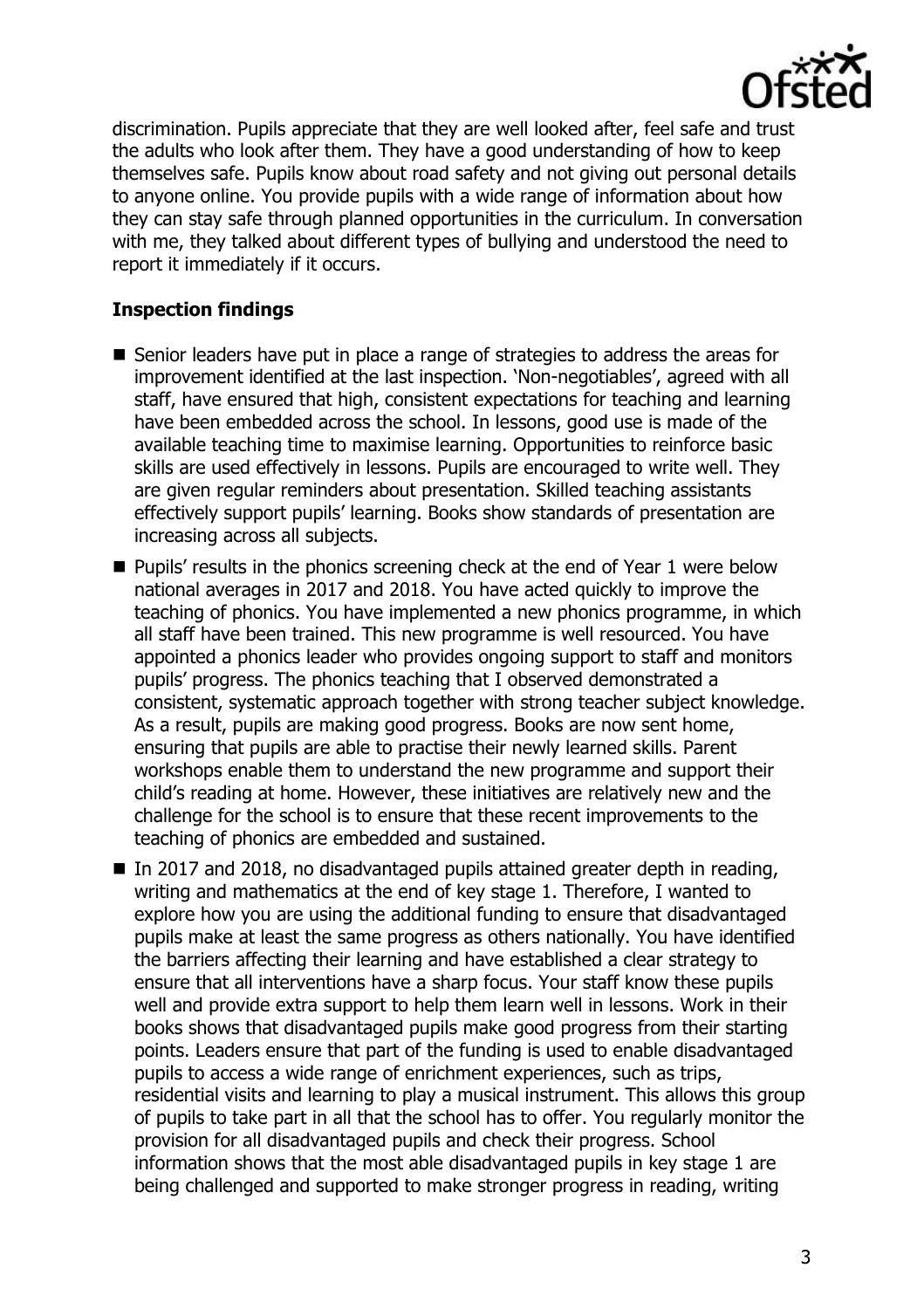discrimination. Pupils appreciate that they are well looked after, feel safe and trust the adults who look after them. They have a good understanding of how to keep themselves safe. Pupils know about road safety and not giving out personal details to anyone online. You provide pupils with a wide range of information about how they can stay safe through planned opportunities in the curriculum. In conversation with me, they talked about different types of bullying and understood the need to report it immediately if it occurs.

**Inspection findings**

- Senior leaders have put in place a range of strategies to address the areas for improvement identified at the last inspection. 'Non-negotiables', agreed with all staff, have ensured that high, consistent expectations for teaching and learning have been embedded across the school. In lessons, good use is made of the available teaching time to maximise learning. Opportunities to reinforce basic skills are used effectively in lessons. Pupils are encouraged to write well. They are given regular reminders about presentation. Skilled teaching assistants effectively support pupils' learning. Books show standards of presentation are increasing across all subjects.
- Pupils' results in the phonics screening check at the end of Year 1 were below national averages in 2017 and 2018. You have acted quickly to improve the teaching of phonics. You have implemented a new phonics programme, in which all staff have been trained. This new programme is well resourced. You have appointed a phonics leader who provides ongoing support to staff and monitors pupils' progress. The phonics teaching that I observed demonstrated a consistent, systematic approach together with strong teacher subject knowledge. As a result, pupils are making good progress. Books are now sent home, ensuring that pupils are able to practise their newly learned skills. Parent workshops enable them to understand the new programme and support their child's reading at home. However, these initiatives are relatively new and the challenge for the school is to ensure that these recent improvements to the teaching of phonics are embedded and sustained.
- In 2017 and 2018, no disadvantaged pupils attained greater depth in reading, writing and mathematics at the end of key stage 1. Therefore, I wanted to explore how you are using the additional funding to ensure that disadvantaged pupils make at least the same progress as others nationally. You have identified the barriers affecting their learning and have established a clear strategy to ensure that all interventions have a sharp focus. Your staff know these pupils well and provide extra support to help them learn well in lessons. Work in their books shows that disadvantaged pupils make good progress from their starting points. Leaders ensure that part of the funding is used to enable disadvantaged pupils to access a wide range of enrichment experiences, such as trips, residential visits and learning to play a musical instrument. This allows this group of pupils to take part in all that the school has to offer. You regularly monitor the provision for all disadvantaged pupils and check their progress. School information shows that the most able disadvantaged pupils in key stage 1 are being challenged and supported to make stronger progress in reading, writing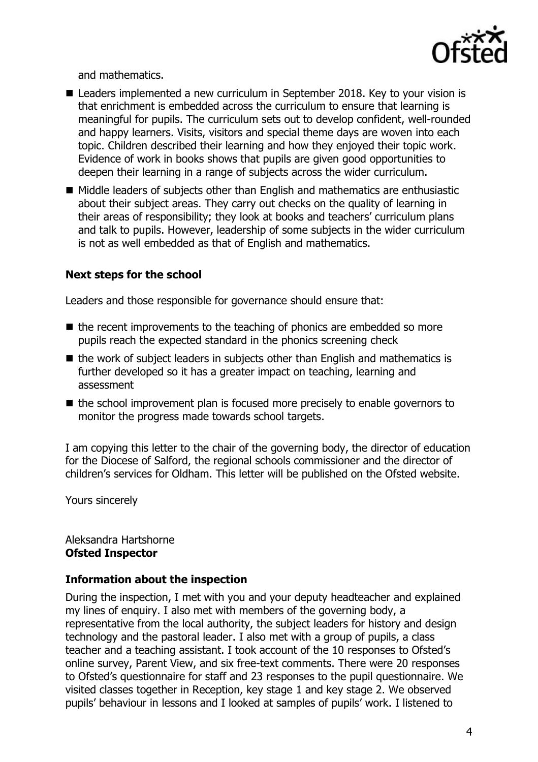and mathematics.

- Leaders implemented a new curriculum in September 2018. Key to your vision is that enrichment is embedded across the curriculum to ensure that learning is meaningful for pupils. The curriculum sets out to develop confident, well-rounded and happy learners. Visits, visitors and special theme days are woven into each topic. Children described their learning and how they enjoyed their topic work. Evidence of work in books shows that pupils are given good opportunities to deepen their learning in a range of subjects across the wider curriculum.
- Middle leaders of subjects other than English and mathematics are enthusiastic about their subject areas. They carry out checks on the quality of learning in their areas of responsibility; they look at books and teachers' curriculum plans and talk to pupils. However, leadership of some subjects in the wider curriculum is not as well embedded as that of English and mathematics.

### Next steps for the school

Leaders and those responsible for governance should ensure that:

- the recent improvements to the teaching of phonics are embedded so more pupils reach the expected standard in the phonics screening check
- the work of subject leaders in subjects other than English and mathematics is further developed so it has a greater impact on teaching, learning and assessment
- the school improvement plan is focused more precisely to enable governors to monitor the progress made towards school targets.

I am copying this letter to the chair of the governing body, the director of education for the Diocese of Salford, the regional schools commissioner and the director of children's services for Oldham. This letter will be published on the Ofsted website.

Yours sincerely

Aleksandra Hartshorne
**Ofsted Inspector**

### Information about the inspection

During the inspection, I met with you and your deputy headteacher and explained my lines of enquiry. I also met with members of the governing body, a representative from the local authority, the subject leaders for history and design technology and the pastoral leader. I also met with a group of pupils, a class teacher and a teaching assistant. I took account of the 10 responses to Ofsted's online survey, Parent View, and six free-text comments. There were 20 responses to Ofsted's questionnaire for staff and 23 responses to the pupil questionnaire. We visited classes together in Reception, key stage 1 and key stage 2. We observed pupils' behaviour in lessons and I looked at samples of pupils' work. I listened to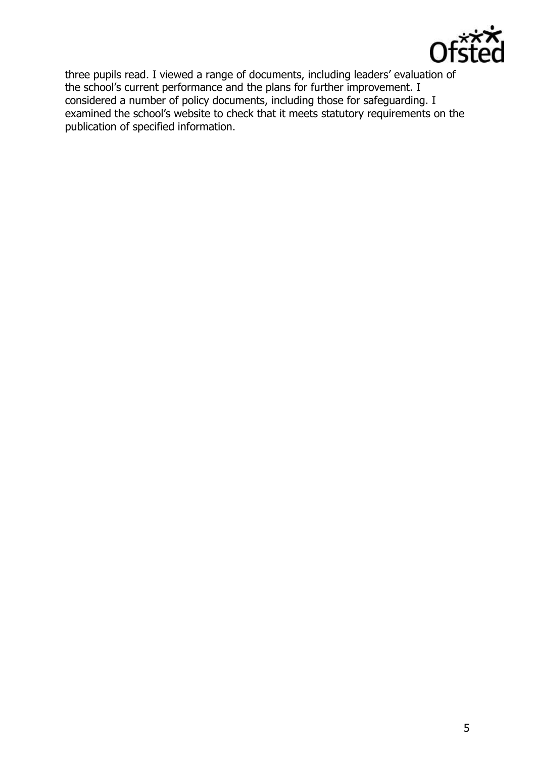three pupils read. I viewed a range of documents, including leaders' evaluation of the school's current performance and the plans for further improvement. I considered a number of policy documents, including those for safeguarding. I examined the school's website to check that it meets statutory requirements on the publication of specified information.